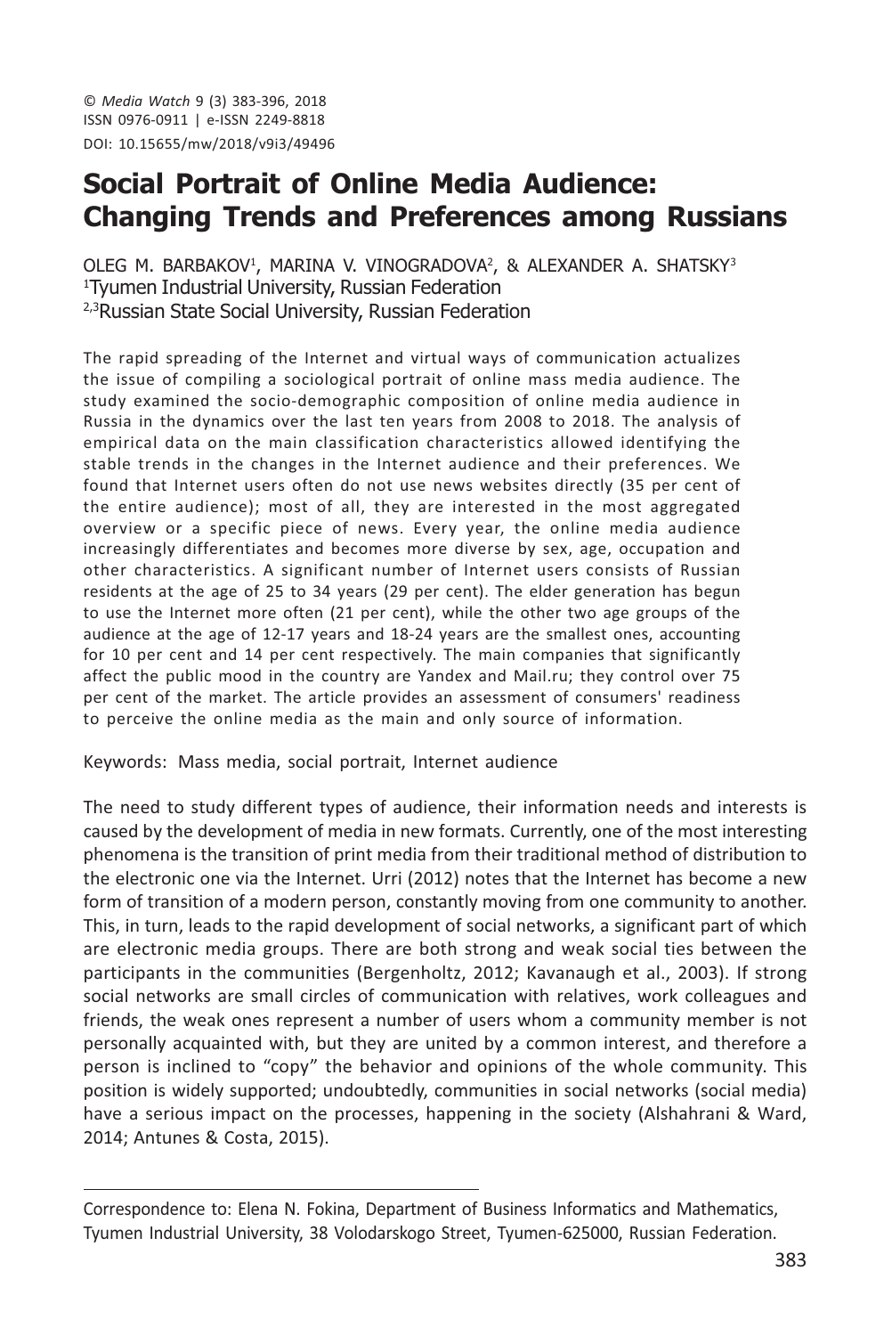# Social Portrait of Online Media Audience: Changing Trends and Preferences among Russians

OLEG M. BARBAKOV[1], MARINA V. VINOGRADOVA[2], & ALEXANDER A. SHATSKY[3]
[1]Tyumen Industrial University, Russian Federation
[2,3]Russian State Social University, Russian Federation

The rapid spreading of the Internet and virtual ways of communication actualizes the issue of compiling a sociological portrait of online mass media audience. The study examined the socio-demographic composition of online media audience in Russia in the dynamics over the last ten years from 2008 to 2018. The analysis of empirical data on the main classification characteristics allowed identifying the stable trends in the changes in the Internet audience and their preferences. We found that Internet users often do not use news websites directly (35 per cent of the entire audience); most of all, they are interested in the most aggregated overview or a specific piece of news. Every year, the online media audience increasingly differentiates and becomes more diverse by sex, age, occupation and other characteristics. A significant number of Internet users consists of Russian residents at the age of 25 to 34 years (29 per cent). The elder generation has begun to use the Internet more often (21 per cent), while the other two age groups of the audience at the age of 12-17 years and 18-24 years are the smallest ones, accounting for 10 per cent and 14 per cent respectively. The main companies that significantly affect the public mood in the country are Yandex and Mail.ru; they control over 75 per cent of the market. The article provides an assessment of consumers' readiness to perceive the online media as the main and only source of information.

Keywords: Mass media, social portrait, Internet audience

The need to study different types of audience, their information needs and interests is caused by the development of media in new formats. Currently, one of the most interesting phenomena is the transition of print media from their traditional method of distribution to the electronic one via the Internet. Urri (2012) notes that the Internet has become a new form of transition of a modern person, constantly moving from one community to another. This, in turn, leads to the rapid development of social networks, a significant part of which are electronic media groups. There are both strong and weak social ties between the participants in the communities (Bergenholtz, 2012; Kavanaugh et al., 2003). If strong social networks are small circles of communication with relatives, work colleagues and friends, the weak ones represent a number of users whom a community member is not personally acquainted with, but they are united by a common interest, and therefore a person is inclined to "copy" the behavior and opinions of the whole community. This position is widely supported; undoubtedly, communities in social networks (social media) have a serious impact on the processes, happening in the society (Alshahrani & Ward, 2014; Antunes & Costa, 2015).

---

Correspondence to: Elena N. Fokina, Department of Business Informatics and Mathematics, Tyumen Industrial University, 38 Volodarskogo Street, Tyumen-625000, Russian Federation.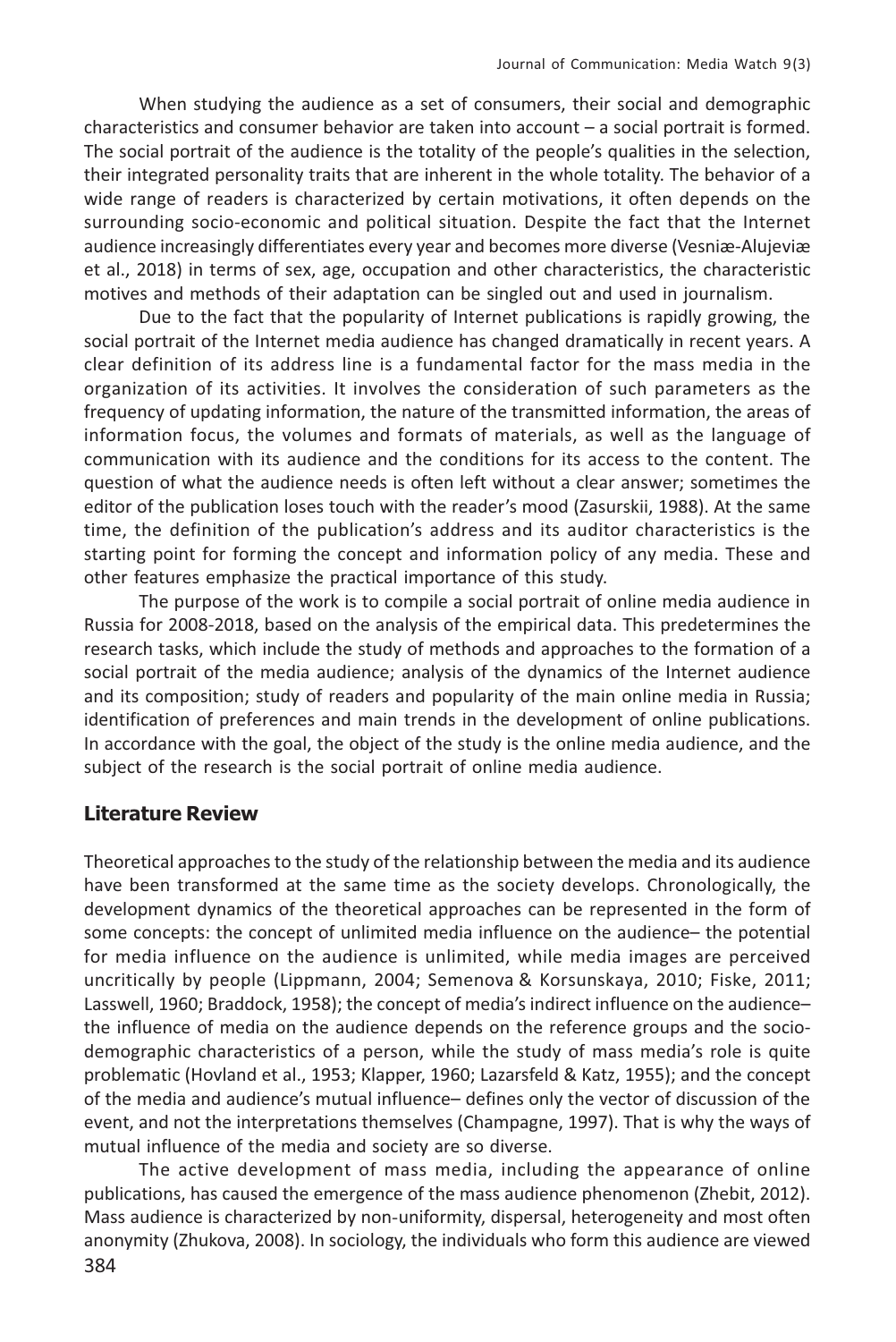When studying the audience as a set of consumers, their social and demographic characteristics and consumer behavior are taken into account – a social portrait is formed. The social portrait of the audience is the totality of the people's qualities in the selection, their integrated personality traits that are inherent in the whole totality. The behavior of a wide range of readers is characterized by certain motivations, it often depends on the surrounding socio-economic and political situation. Despite the fact that the Internet audience increasingly differentiates every year and becomes more diverse (Vesniæ-Alujeviæ et al., 2018) in terms of sex, age, occupation and other characteristics, the characteristic motives and methods of their adaptation can be singled out and used in journalism.

Due to the fact that the popularity of Internet publications is rapidly growing, the social portrait of the Internet media audience has changed dramatically in recent years. A clear definition of its address line is a fundamental factor for the mass media in the organization of its activities. It involves the consideration of such parameters as the frequency of updating information, the nature of the transmitted information, the areas of information focus, the volumes and formats of materials, as well as the language of communication with its audience and the conditions for its access to the content. The question of what the audience needs is often left without a clear answer; sometimes the editor of the publication loses touch with the reader's mood (Zasurskii, 1988). At the same time, the definition of the publication's address and its auditor characteristics is the starting point for forming the concept and information policy of any media. These and other features emphasize the practical importance of this study.

The purpose of the work is to compile a social portrait of online media audience in Russia for 2008-2018, based on the analysis of the empirical data. This predetermines the research tasks, which include the study of methods and approaches to the formation of a social portrait of the media audience; analysis of the dynamics of the Internet audience and its composition; study of readers and popularity of the main online media in Russia; identification of preferences and main trends in the development of online publications. In accordance with the goal, the object of the study is the online media audience, and the subject of the research is the social portrait of online media audience.

## Literature Review

Theoretical approaches to the study of the relationship between the media and its audience have been transformed at the same time as the society develops. Chronologically, the development dynamics of the theoretical approaches can be represented in the form of some concepts: the concept of unlimited media influence on the audience– the potential for media influence on the audience is unlimited, while media images are perceived uncritically by people (Lippmann, 2004; Semenova & Korsunskaya, 2010; Fiske, 2011; Lasswell, 1960; Braddock, 1958); the concept of media's indirect influence on the audience– the influence of media on the audience depends on the reference groups and the socio-demographic characteristics of a person, while the study of mass media's role is quite problematic (Hovland et al., 1953; Klapper, 1960; Lazarsfeld & Katz, 1955); and the concept of the media and audience's mutual influence– defines only the vector of discussion of the event, and not the interpretations themselves (Champagne, 1997). That is why the ways of mutual influence of the media and society are so diverse.

The active development of mass media, including the appearance of online publications, has caused the emergence of the mass audience phenomenon (Zhebit, 2012). Mass audience is characterized by non-uniformity, dispersal, heterogeneity and most often anonymity (Zhukova, 2008). In sociology, the individuals who form this audience are viewed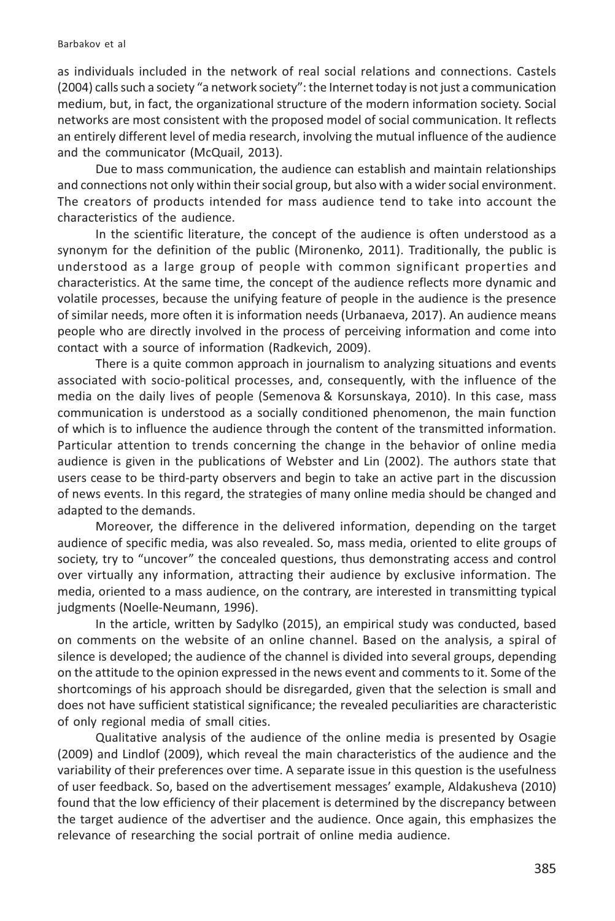as individuals included in the network of real social relations and connections. Castels (2004) calls such a society "a network society": the Internet today is not just a communication medium, but, in fact, the organizational structure of the modern information society. Social networks are most consistent with the proposed model of social communication. It reflects an entirely different level of media research, involving the mutual influence of the audience and the communicator (McQuail, 2013).

Due to mass communication, the audience can establish and maintain relationships and connections not only within their social group, but also with a wider social environment. The creators of products intended for mass audience tend to take into account the characteristics of the audience.

In the scientific literature, the concept of the audience is often understood as a synonym for the definition of the public (Mironenko, 2011). Traditionally, the public is understood as a large group of people with common significant properties and characteristics. At the same time, the concept of the audience reflects more dynamic and volatile processes, because the unifying feature of people in the audience is the presence of similar needs, more often it is information needs (Urbanaeva, 2017). An audience means people who are directly involved in the process of perceiving information and come into contact with a source of information (Radkevich, 2009).

There is a quite common approach in journalism to analyzing situations and events associated with socio-political processes, and, consequently, with the influence of the media on the daily lives of people (Semenova & Korsunskaya, 2010). In this case, mass communication is understood as a socially conditioned phenomenon, the main function of which is to influence the audience through the content of the transmitted information. Particular attention to trends concerning the change in the behavior of online media audience is given in the publications of Webster and Lin (2002). The authors state that users cease to be third-party observers and begin to take an active part in the discussion of news events. In this regard, the strategies of many online media should be changed and adapted to the demands.

Moreover, the difference in the delivered information, depending on the target audience of specific media, was also revealed. So, mass media, oriented to elite groups of society, try to "uncover" the concealed questions, thus demonstrating access and control over virtually any information, attracting their audience by exclusive information. The media, oriented to a mass audience, on the contrary, are interested in transmitting typical judgments (Noelle-Neumann, 1996).

In the article, written by Sadylko (2015), an empirical study was conducted, based on comments on the website of an online channel. Based on the analysis, a spiral of silence is developed; the audience of the channel is divided into several groups, depending on the attitude to the opinion expressed in the news event and comments to it. Some of the shortcomings of his approach should be disregarded, given that the selection is small and does not have sufficient statistical significance; the revealed peculiarities are characteristic of only regional media of small cities.

Qualitative analysis of the audience of the online media is presented by Osagie (2009) and Lindlof (2009), which reveal the main characteristics of the audience and the variability of their preferences over time. A separate issue in this question is the usefulness of user feedback. So, based on the advertisement messages' example, Aldakusheva (2010) found that the low efficiency of their placement is determined by the discrepancy between the target audience of the advertiser and the audience. Once again, this emphasizes the relevance of researching the social portrait of online media audience.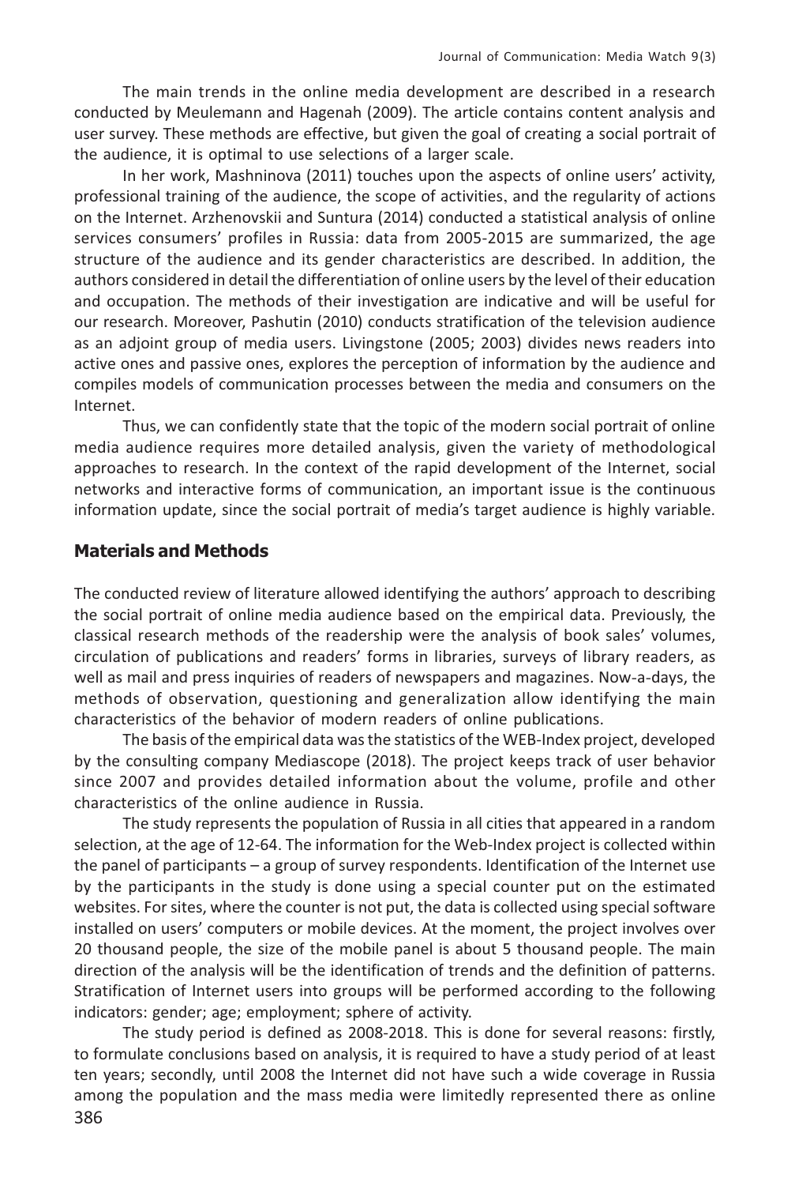The main trends in the online media development are described in a research conducted by Meulemann and Hagenah (2009). The article contains content analysis and user survey. These methods are effective, but given the goal of creating a social portrait of the audience, it is optimal to use selections of a larger scale.

In her work, Mashninova (2011) touches upon the aspects of online users' activity, professional training of the audience, the scope of activities, and the regularity of actions on the Internet. Arzhenovskii and Suntura (2014) conducted a statistical analysis of online services consumers' profiles in Russia: data from 2005-2015 are summarized, the age structure of the audience and its gender characteristics are described. In addition, the authors considered in detail the differentiation of online users by the level of their education and occupation. The methods of their investigation are indicative and will be useful for our research. Moreover, Pashutin (2010) conducts stratification of the television audience as an adjoint group of media users. Livingstone (2005; 2003) divides news readers into active ones and passive ones, explores the perception of information by the audience and compiles models of communication processes between the media and consumers on the Internet.

Thus, we can confidently state that the topic of the modern social portrait of online media audience requires more detailed analysis, given the variety of methodological approaches to research. In the context of the rapid development of the Internet, social networks and interactive forms of communication, an important issue is the continuous information update, since the social portrait of media's target audience is highly variable.

## Materials and Methods

The conducted review of literature allowed identifying the authors' approach to describing the social portrait of online media audience based on the empirical data. Previously, the classical research methods of the readership were the analysis of book sales' volumes, circulation of publications and readers' forms in libraries, surveys of library readers, as well as mail and press inquiries of readers of newspapers and magazines. Now-a-days, the methods of observation, questioning and generalization allow identifying the main characteristics of the behavior of modern readers of online publications.

The basis of the empirical data was the statistics of the WEB-Index project, developed by the consulting company Mediascope (2018). The project keeps track of user behavior since 2007 and provides detailed information about the volume, profile and other characteristics of the online audience in Russia.

The study represents the population of Russia in all cities that appeared in a random selection, at the age of 12-64. The information for the Web-Index project is collected within the panel of participants – a group of survey respondents. Identification of the Internet use by the participants in the study is done using a special counter put on the estimated websites. For sites, where the counter is not put, the data is collected using special software installed on users' computers or mobile devices. At the moment, the project involves over 20 thousand people, the size of the mobile panel is about 5 thousand people. The main direction of the analysis will be the identification of trends and the definition of patterns. Stratification of Internet users into groups will be performed according to the following indicators: gender; age; employment; sphere of activity.

The study period is defined as 2008-2018. This is done for several reasons: firstly, to formulate conclusions based on analysis, it is required to have a study period of at least ten years; secondly, until 2008 the Internet did not have such a wide coverage in Russia among the population and the mass media were limitedly represented there as online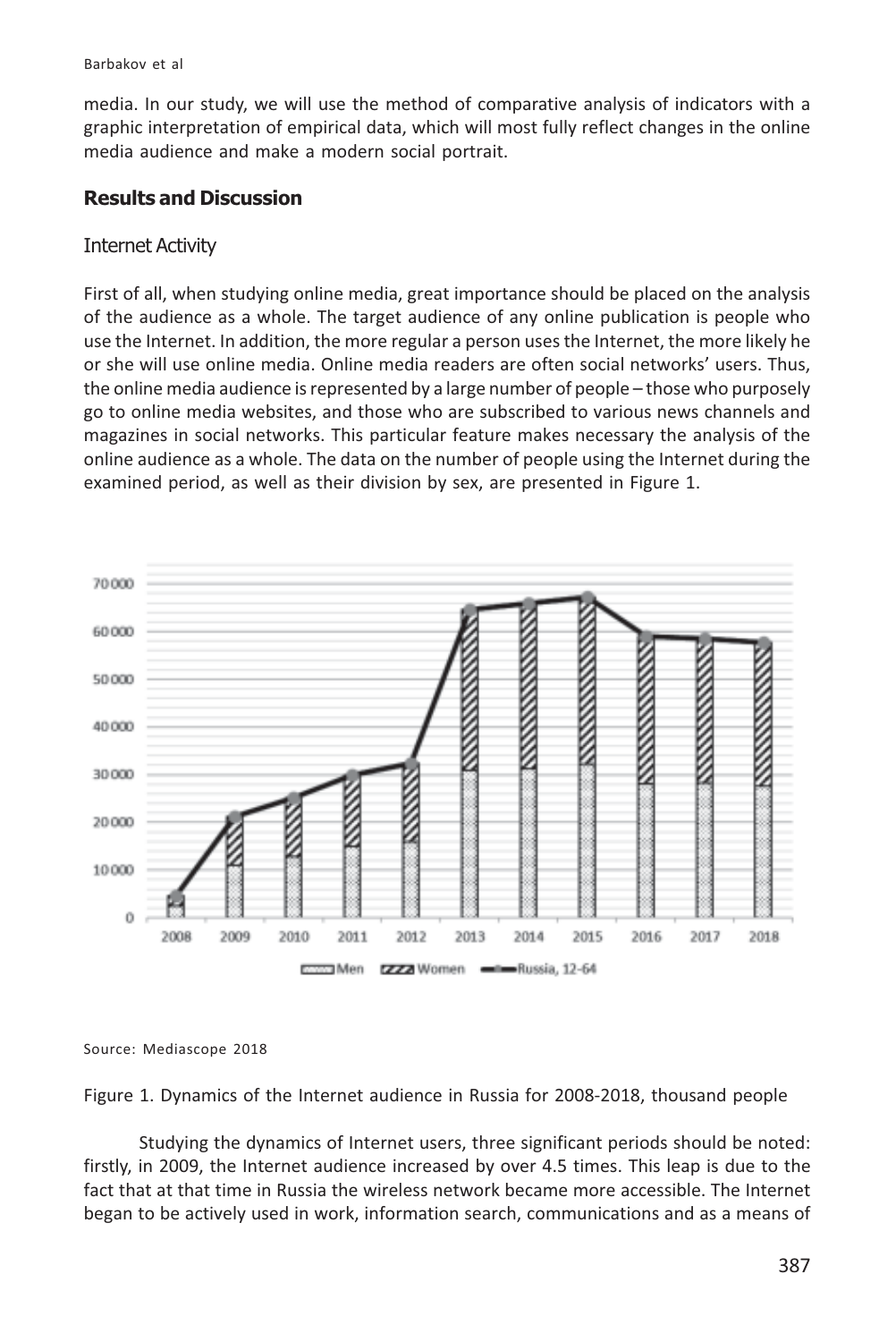media. In our study, we will use the method of comparative analysis of indicators with a graphic interpretation of empirical data, which will most fully reflect changes in the online media audience and make a modern social portrait.

## Results and Discussion

### Internet Activity

First of all, when studying online media, great importance should be placed on the analysis of the audience as a whole. The target audience of any online publication is people who use the Internet. In addition, the more regular a person uses the Internet, the more likely he or she will use online media. Online media readers are often social networks' users. Thus, the online media audience is represented by a large number of people – those who purposely go to online media websites, and those who are subscribed to various news channels and magazines in social networks. This particular feature makes necessary the analysis of the online audience as a whole. The data on the number of people using the Internet during the examined period, as well as their division by sex, are presented in Figure 1.

Source: Mediascope 2018

Figure 1. Dynamics of the Internet audience in Russia for 2008-2018, thousand people

Studying the dynamics of Internet users, three significant periods should be noted: firstly, in 2009, the Internet audience increased by over 4.5 times. This leap is due to the fact that at that time in Russia the wireless network became more accessible. The Internet began to be actively used in work, information search, communications and as a means of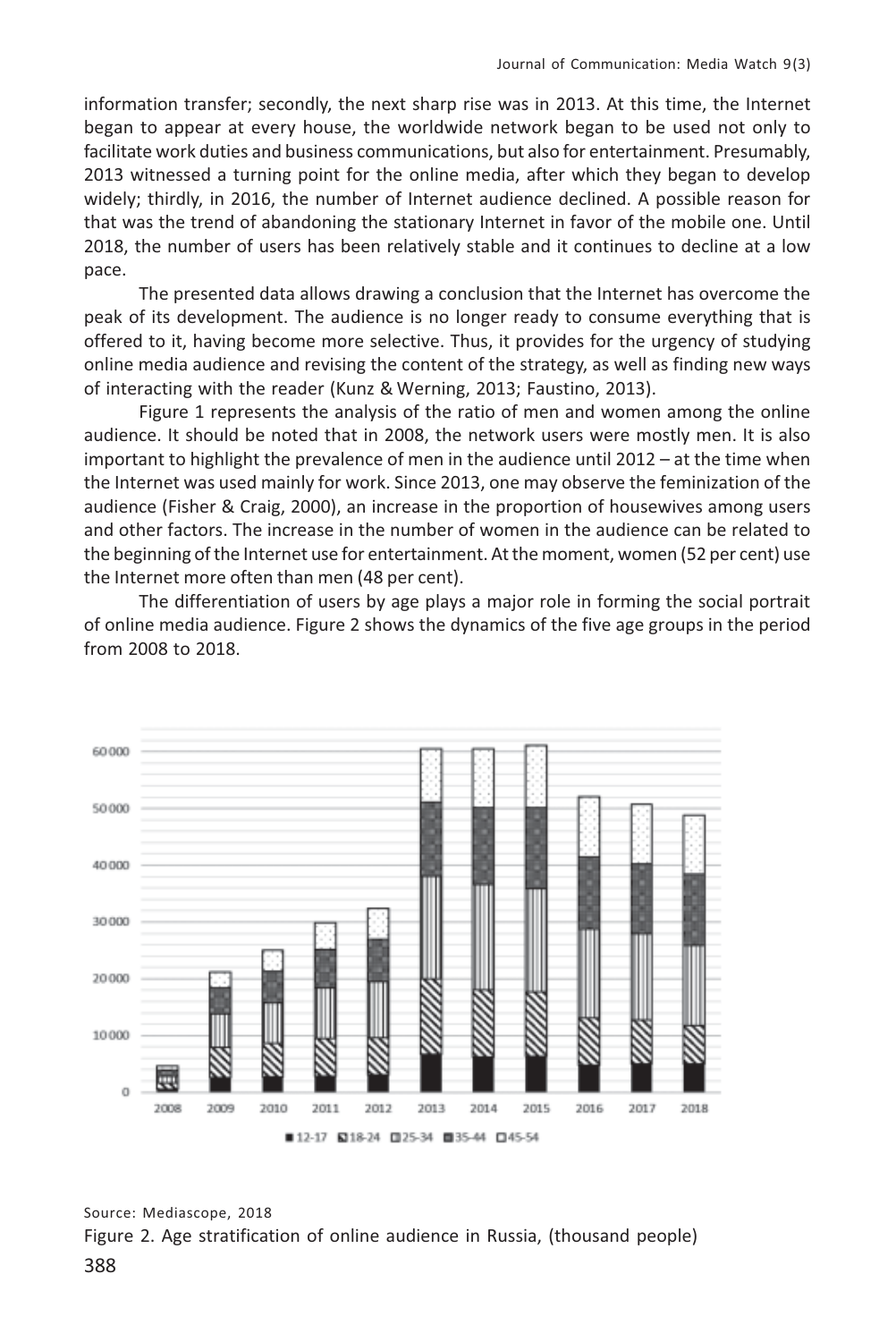information transfer; secondly, the next sharp rise was in 2013. At this time, the Internet began to appear at every house, the worldwide network began to be used not only to facilitate work duties and business communications, but also for entertainment. Presumably, 2013 witnessed a turning point for the online media, after which they began to develop widely; thirdly, in 2016, the number of Internet audience declined. A possible reason for that was the trend of abandoning the stationary Internet in favor of the mobile one. Until 2018, the number of users has been relatively stable and it continues to decline at a low pace.

The presented data allows drawing a conclusion that the Internet has overcome the peak of its development. The audience is no longer ready to consume everything that is offered to it, having become more selective. Thus, it provides for the urgency of studying online media audience and revising the content of the strategy, as well as finding new ways of interacting with the reader (Kunz & Werning, 2013; Faustino, 2013).

Figure 1 represents the analysis of the ratio of men and women among the online audience. It should be noted that in 2008, the network users were mostly men. It is also important to highlight the prevalence of men in the audience until 2012 – at the time when the Internet was used mainly for work. Since 2013, one may observe the feminization of the audience (Fisher & Craig, 2000), an increase in the proportion of housewives among users and other factors. The increase in the number of women in the audience can be related to the beginning of the Internet use for entertainment. At the moment, women (52 per cent) use the Internet more often than men (48 per cent).

The differentiation of users by age plays a major role in forming the social portrait of online media audience. Figure 2 shows the dynamics of the five age groups in the period from 2008 to 2018.

Source: Mediascope, 2018

Figure 2. Age stratification of online audience in Russia, (thousand people)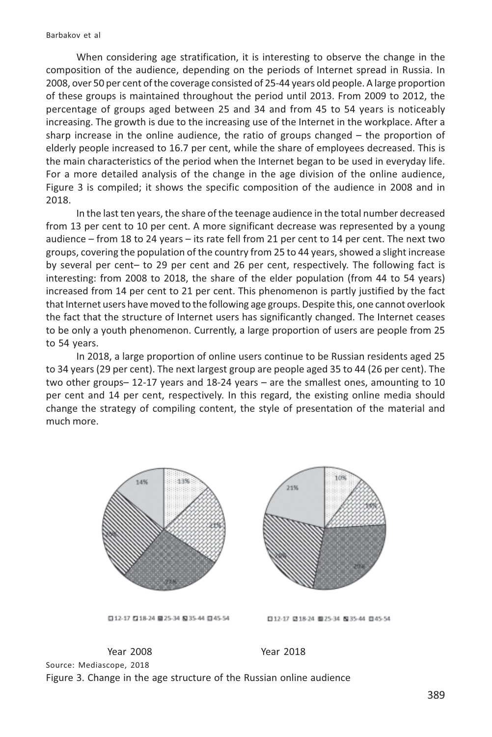When considering age stratification, it is interesting to observe the change in the composition of the audience, depending on the periods of Internet spread in Russia. In 2008, over 50 per cent of the coverage consisted of 25-44 years old people. A large proportion of these groups is maintained throughout the period until 2013. From 2009 to 2012, the percentage of groups aged between 25 and 34 and from 45 to 54 years is noticeably increasing. The growth is due to the increasing use of the Internet in the workplace. After a sharp increase in the online audience, the ratio of groups changed – the proportion of elderly people increased to 16.7 per cent, while the share of employees decreased. This is the main characteristics of the period when the Internet began to be used in everyday life. For a more detailed analysis of the change in the age division of the online audience, Figure 3 is compiled; it shows the specific composition of the audience in 2008 and in 2018.

In the last ten years, the share of the teenage audience in the total number decreased from 13 per cent to 10 per cent. A more significant decrease was represented by a young audience – from 18 to 24 years – its rate fell from 21 per cent to 14 per cent. The next two groups, covering the population of the country from 25 to 44 years, showed a slight increase by several per cent– to 29 per cent and 26 per cent, respectively. The following fact is interesting: from 2008 to 2018, the share of the elder population (from 44 to 54 years) increased from 14 per cent to 21 per cent. This phenomenon is partly justified by the fact that Internet users have moved to the following age groups. Despite this, one cannot overlook the fact that the structure of Internet users has significantly changed. The Internet ceases to be only a youth phenomenon. Currently, a large proportion of users are people from 25 to 54 years.

In 2018, a large proportion of online users continue to be Russian residents aged 25 to 34 years (29 per cent). The next largest group are people aged 35 to 44 (26 per cent). The two other groups– 12-17 years and 18-24 years – are the smallest ones, amounting to 10 per cent and 14 per cent, respectively. In this regard, the existing online media should change the strategy of compiling content, the style of presentation of the material and much more.

Year 2008 Year 2018

Source: Mediascope, 2018

Figure 3. Change in the age structure of the Russian online audience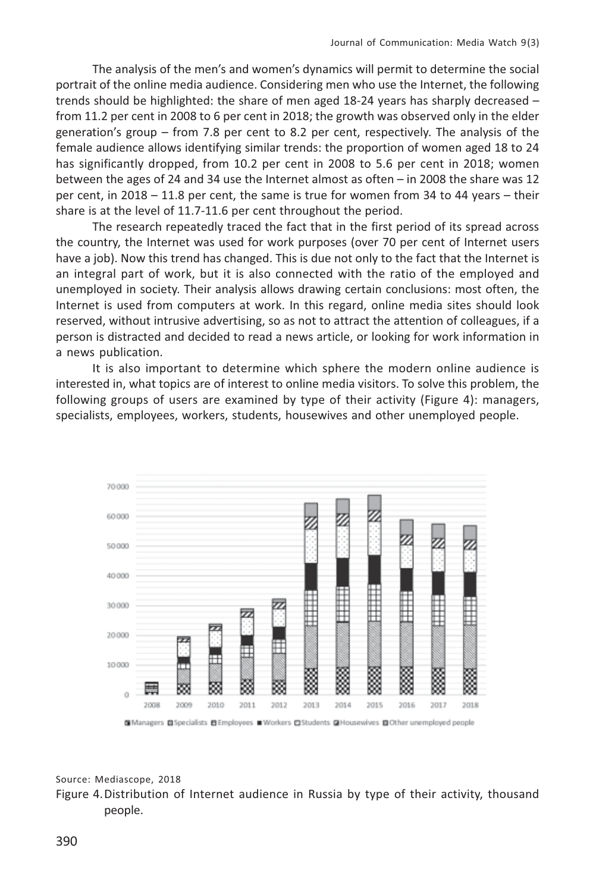The analysis of the men's and women's dynamics will permit to determine the social portrait of the online media audience. Considering men who use the Internet, the following trends should be highlighted: the share of men aged 18-24 years has sharply decreased – from 11.2 per cent in 2008 to 6 per cent in 2018; the growth was observed only in the elder generation's group – from 7.8 per cent to 8.2 per cent, respectively. The analysis of the female audience allows identifying similar trends: the proportion of women aged 18 to 24 has significantly dropped, from 10.2 per cent in 2008 to 5.6 per cent in 2018; women between the ages of 24 and 34 use the Internet almost as often – in 2008 the share was 12 per cent, in 2018 – 11.8 per cent, the same is true for women from 34 to 44 years – their share is at the level of 11.7-11.6 per cent throughout the period.

The research repeatedly traced the fact that in the first period of its spread across the country, the Internet was used for work purposes (over 70 per cent of Internet users have a job). Now this trend has changed. This is due not only to the fact that the Internet is an integral part of work, but it is also connected with the ratio of the employed and unemployed in society. Their analysis allows drawing certain conclusions: most often, the Internet is used from computers at work. In this regard, online media sites should look reserved, without intrusive advertising, so as not to attract the attention of colleagues, if a person is distracted and decided to read a news article, or looking for work information in a news publication.

It is also important to determine which sphere the modern online audience is interested in, what topics are of interest to online media visitors. To solve this problem, the following groups of users are examined by type of their activity (Figure 4): managers, specialists, employees, workers, students, housewives and other unemployed people.

Source: Mediascope, 2018

Figure 4. Distribution of Internet audience in Russia by type of their activity, thousand people.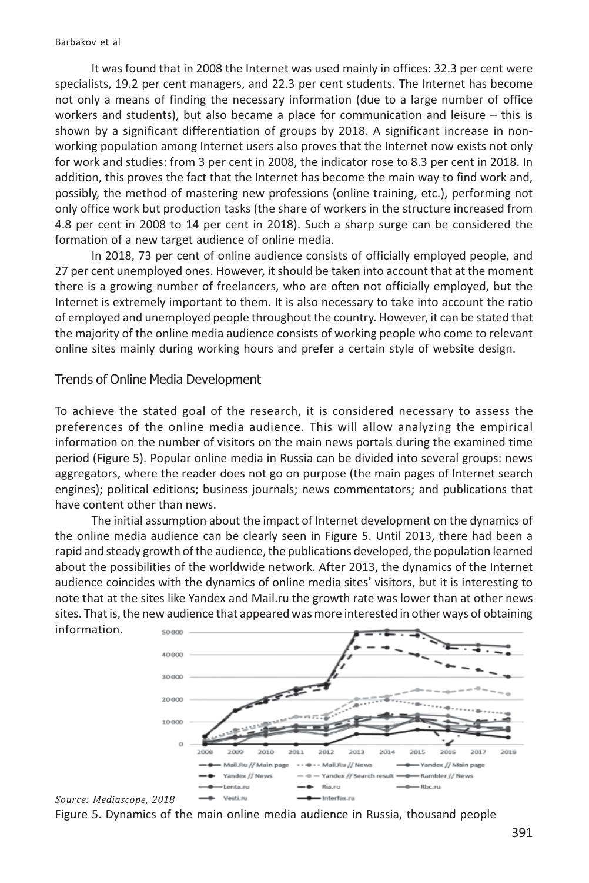It was found that in 2008 the Internet was used mainly in offices: 32.3 per cent were specialists, 19.2 per cent managers, and 22.3 per cent students. The Internet has become not only a means of finding the necessary information (due to a large number of office workers and students), but also became a place for communication and leisure – this is shown by a significant differentiation of groups by 2018. A significant increase in non-working population among Internet users also proves that the Internet now exists not only for work and studies: from 3 per cent in 2008, the indicator rose to 8.3 per cent in 2018. In addition, this proves the fact that the Internet has become the main way to find work and, possibly, the method of mastering new professions (online training, etc.), performing not only office work but production tasks (the share of workers in the structure increased from 4.8 per cent in 2008 to 14 per cent in 2018). Such a sharp surge can be considered the formation of a new target audience of online media.

In 2018, 73 per cent of online audience consists of officially employed people, and 27 per cent unemployed ones. However, it should be taken into account that at the moment there is a growing number of freelancers, who are often not officially employed, but the Internet is extremely important to them. It is also necessary to take into account the ratio of employed and unemployed people throughout the country. However, it can be stated that the majority of the online media audience consists of working people who come to relevant online sites mainly during working hours and prefer a certain style of website design.

## Trends of Online Media Development

To achieve the stated goal of the research, it is considered necessary to assess the preferences of the online media audience. This will allow analyzing the empirical information on the number of visitors on the main news portals during the examined time period (Figure 5). Popular online media in Russia can be divided into several groups: news aggregators, where the reader does not go on purpose (the main pages of Internet search engines); political editions; business journals; news commentators; and publications that have content other than news.

The initial assumption about the impact of Internet development on the dynamics of the online media audience can be clearly seen in Figure 5. Until 2013, there had been a rapid and steady growth of the audience, the publications developed, the population learned about the possibilities of the worldwide network. After 2013, the dynamics of the Internet audience coincides with the dynamics of online media sites' visitors, but it is interesting to note that at the sites like Yandex and Mail.ru the growth rate was lower than at other news sites. That is, the new audience that appeared was more interested in other ways of obtaining information.

*Source: Mediascope, 2018*

Figure 5. Dynamics of the main online media audience in Russia, thousand people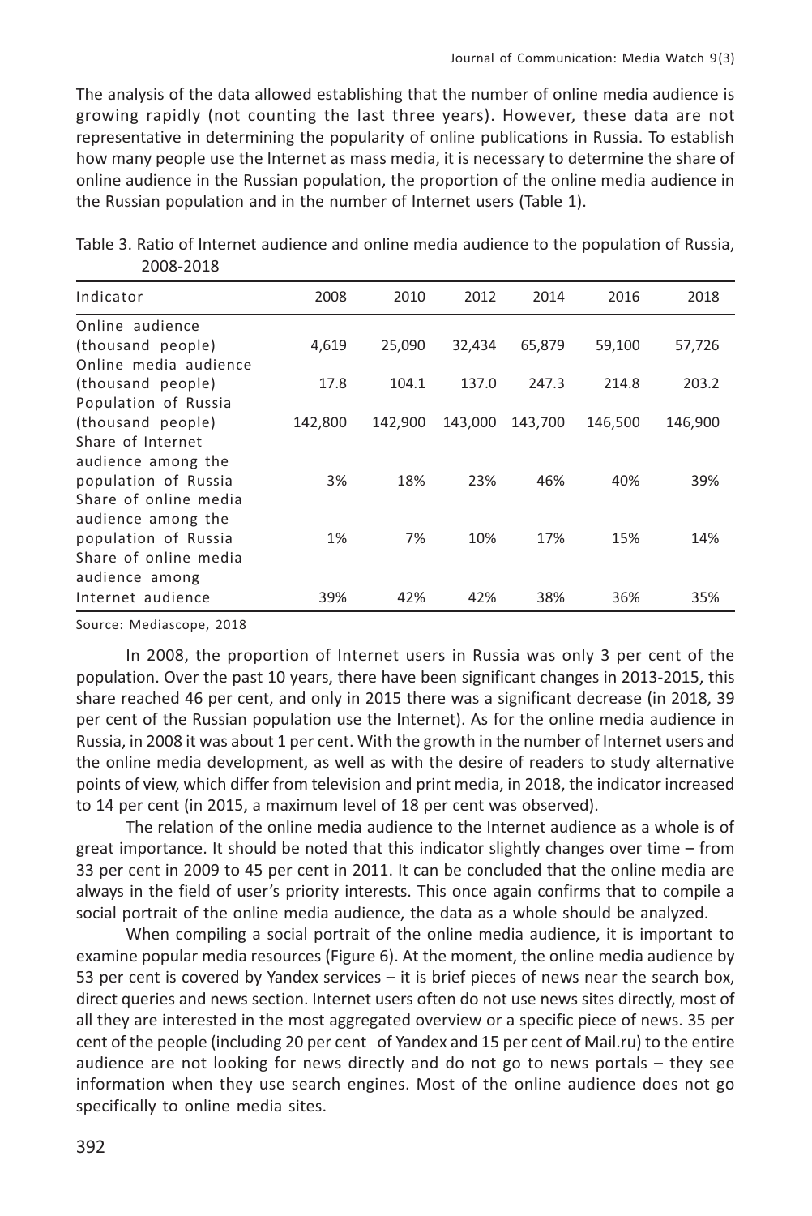The analysis of the data allowed establishing that the number of online media audience is growing rapidly (not counting the last three years). However, these data are not representative in determining the popularity of online publications in Russia. To establish how many people use the Internet as mass media, it is necessary to determine the share of online audience in the Russian population, the proportion of the online media audience in the Russian population and in the number of Internet users (Table 1).

Table 3. Ratio of Internet audience and online media audience to the population of Russia, 2008-2018

| Indicator | 2008 | 2010 | 2012 | 2014 | 2016 | 2018 |
|---|---|---|---|---|---|---|
| Online audience (thousand people) | 4,619 | 25,090 | 32,434 | 65,879 | 59,100 | 57,726 |
| Online media audience (thousand people) | 17.8 | 104.1 | 137.0 | 247.3 | 214.8 | 203.2 |
| Population of Russia (thousand people) | 142,800 | 142,900 | 143,000 | 143,700 | 146,500 | 146,900 |
| Share of Internet audience among the population of Russia | 3% | 18% | 23% | 46% | 40% | 39% |
| Share of online media audience among the population of Russia | 1% | 7% | 10% | 17% | 15% | 14% |
| Share of online media audience among Internet audience | 39% | 42% | 42% | 38% | 36% | 35% |

Source: Mediascope, 2018

In 2008, the proportion of Internet users in Russia was only 3 per cent of the population. Over the past 10 years, there have been significant changes in 2013-2015, this share reached 46 per cent, and only in 2015 there was a significant decrease (in 2018, 39 per cent of the Russian population use the Internet). As for the online media audience in Russia, in 2008 it was about 1 per cent. With the growth in the number of Internet users and the online media development, as well as with the desire of readers to study alternative points of view, which differ from television and print media, in 2018, the indicator increased to 14 per cent (in 2015, a maximum level of 18 per cent was observed).

The relation of the online media audience to the Internet audience as a whole is of great importance. It should be noted that this indicator slightly changes over time – from 33 per cent in 2009 to 45 per cent in 2011. It can be concluded that the online media are always in the field of user's priority interests. This once again confirms that to compile a social portrait of the online media audience, the data as a whole should be analyzed.

When compiling a social portrait of the online media audience, it is important to examine popular media resources (Figure 6). At the moment, the online media audience by 53 per cent is covered by Yandex services – it is brief pieces of news near the search box, direct queries and news section. Internet users often do not use news sites directly, most of all they are interested in the most aggregated overview or a specific piece of news. 35 per cent of the people (including 20 per cent of Yandex and 15 per cent of Mail.ru) to the entire audience are not looking for news directly and do not go to news portals – they see information when they use search engines. Most of the online audience does not go specifically to online media sites.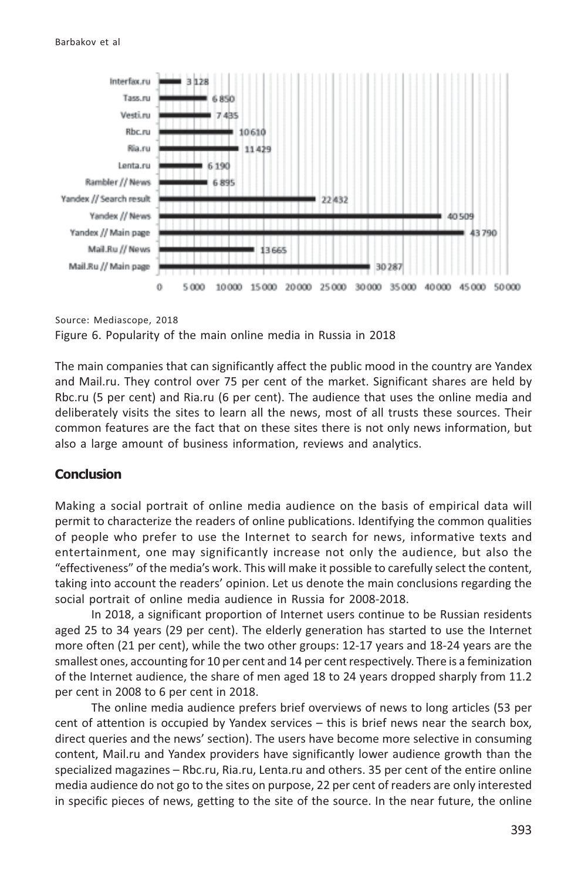| Source | Value |
| --- | --- |
| Interfax.ru | 3 128 |
| Tass.ru | 6 850 |
| Vesti.ru | 7 435 |
| Rbc.ru | 10 610 |
| Ria.ru | 11 429 |
| Lenta.ru | 6 190 |
| Rambler // News | 6 895 |
| Yandex // Search result | 22 432 |
| Yandex // News | 40 509 |
| Yandex // Main page | 43 790 |
| Mail.Ru // News | 13 665 |
| Mail.Ru // Main page | 30 287 |

Source: Mediascope, 2018

Figure 6. Popularity of the main online media in Russia in 2018

The main companies that can significantly affect the public mood in the country are Yandex and Mail.ru. They control over 75 per cent of the market. Significant shares are held by Rbc.ru (5 per cent) and Ria.ru (6 per cent). The audience that uses the online media and deliberately visits the sites to learn all the news, most of all trusts these sources. Their common features are the fact that on these sites there is not only news information, but also a large amount of business information, reviews and analytics.

## Conclusion

Making a social portrait of online media audience on the basis of empirical data will permit to characterize the readers of online publications. Identifying the common qualities of people who prefer to use the Internet to search for news, informative texts and entertainment, one may significantly increase not only the audience, but also the "effectiveness" of the media's work. This will make it possible to carefully select the content, taking into account the readers' opinion. Let us denote the main conclusions regarding the social portrait of online media audience in Russia for 2008-2018.

In 2018, a significant proportion of Internet users continue to be Russian residents aged 25 to 34 years (29 per cent). The elderly generation has started to use the Internet more often (21 per cent), while the two other groups: 12-17 years and 18-24 years are the smallest ones, accounting for 10 per cent and 14 per cent respectively. There is a feminization of the Internet audience, the share of men aged 18 to 24 years dropped sharply from 11.2 per cent in 2008 to 6 per cent in 2018.

The online media audience prefers brief overviews of news to long articles (53 per cent of attention is occupied by Yandex services – this is brief news near the search box, direct queries and the news' section). The users have become more selective in consuming content, Mail.ru and Yandex providers have significantly lower audience growth than the specialized magazines – Rbc.ru, Ria.ru, Lenta.ru and others. 35 per cent of the entire online media audience do not go to the sites on purpose, 22 per cent of readers are only interested in specific pieces of news, getting to the site of the source. In the near future, the online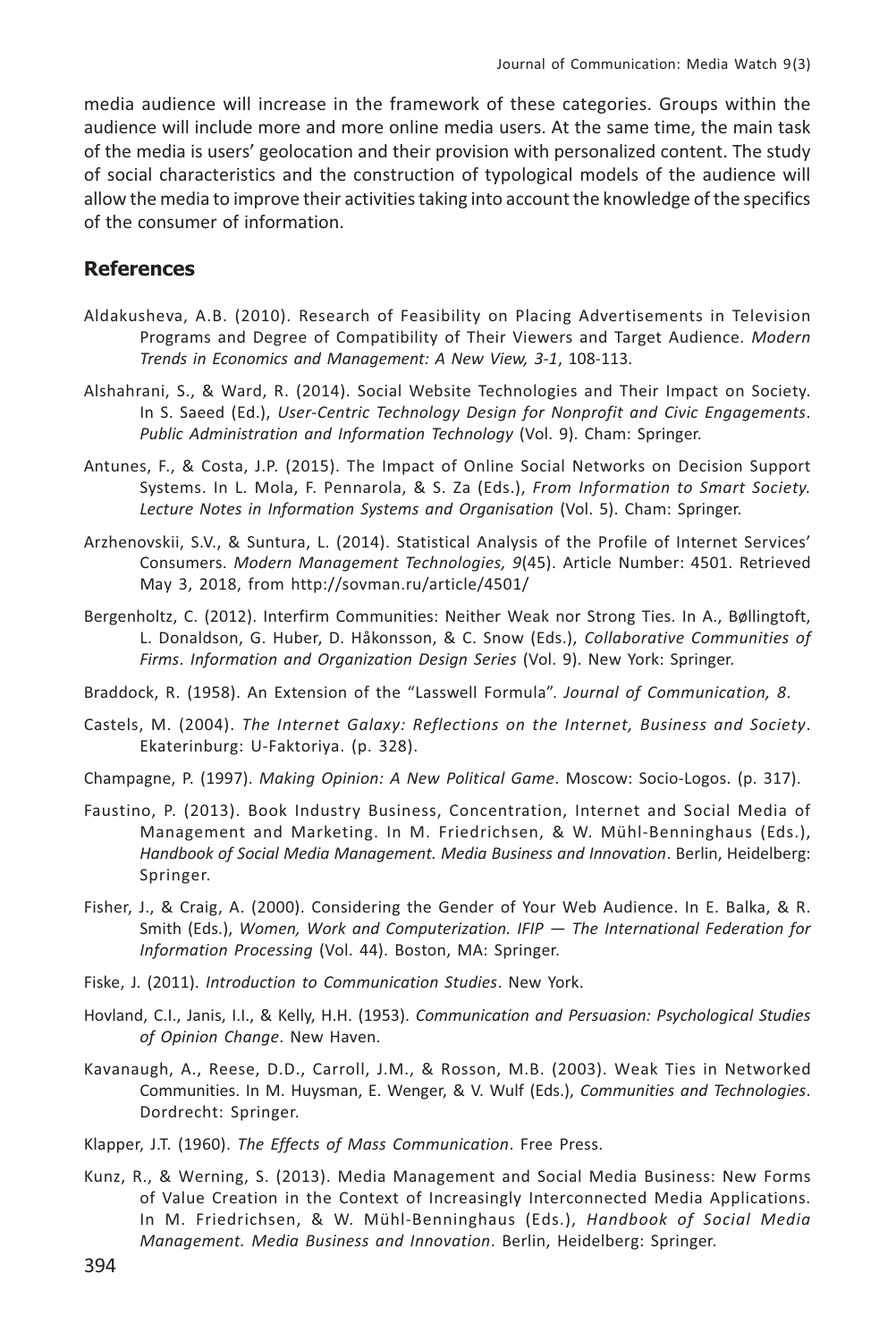media audience will increase in the framework of these categories. Groups within the audience will include more and more online media users. At the same time, the main task of the media is users' geolocation and their provision with personalized content. The study of social characteristics and the construction of typological models of the audience will allow the media to improve their activities taking into account the knowledge of the specifics of the consumer of information.

## References

Aldakusheva, A.B. (2010). Research of Feasibility on Placing Advertisements in Television Programs and Degree of Compatibility of Their Viewers and Target Audience. *Modern Trends in Economics and Management: A New View, 3-1*, 108-113.

Alshahrani, S., & Ward, R. (2014). Social Website Technologies and Their Impact on Society. In S. Saeed (Ed.), *User-Centric Technology Design for Nonprofit and Civic Engagements*. *Public Administration and Information Technology* (Vol. 9). Cham: Springer.

Antunes, F., & Costa, J.P. (2015). The Impact of Online Social Networks on Decision Support Systems. In L. Mola, F. Pennarola, & S. Za (Eds.), *From Information to Smart Society. Lecture Notes in Information Systems and Organisation* (Vol. 5). Cham: Springer.

Arzhenovskii, S.V., & Suntura, L. (2014). Statistical Analysis of the Profile of Internet Services' Consumers. *Modern Management Technologies, 9*(45). Article Number: 4501. Retrieved May 3, 2018, from http://sovman.ru/article/4501/

Bergenholtz, C. (2012). Interfirm Communities: Neither Weak nor Strong Ties. In A., Bøllingtoft, L. Donaldson, G. Huber, D. Håkonsson, & C. Snow (Eds.), *Collaborative Communities of Firms*. *Information and Organization Design Series* (Vol. 9). New York: Springer.

Braddock, R. (1958). An Extension of the "Lasswell Formula". *Journal of Communication, 8*.

Castels, M. (2004). *The Internet Galaxy: Reflections on the Internet, Business and Society*. Ekaterinburg: U-Faktoriya. (p. 328).

Champagne, P. (1997). *Making Opinion: A New Political Game*. Moscow: Socio-Logos. (p. 317).

Faustino, P. (2013). Book Industry Business, Concentration, Internet and Social Media of Management and Marketing. In M. Friedrichsen, & W. Mühl-Benninghaus (Eds.), *Handbook of Social Media Management. Media Business and Innovation*. Berlin, Heidelberg: Springer.

Fisher, J., & Craig, A. (2000). Considering the Gender of Your Web Audience. In E. Balka, & R. Smith (Eds.), *Women, Work and Computerization. IFIP — The International Federation for Information Processing* (Vol. 44). Boston, MA: Springer.

Fiske, J. (2011). *Introduction to Communication Studies*. New York.

Hovland, C.I., Janis, I.I., & Kelly, H.H. (1953). *Communication and Persuasion: Psychological Studies of Opinion Change*. New Haven.

Kavanaugh, A., Reese, D.D., Carroll, J.M., & Rosson, M.B. (2003). Weak Ties in Networked Communities. In M. Huysman, E. Wenger, & V. Wulf (Eds.), *Communities and Technologies*. Dordrecht: Springer.

Klapper, J.T. (1960). *The Effects of Mass Communication*. Free Press.

Kunz, R., & Werning, S. (2013). Media Management and Social Media Business: New Forms of Value Creation in the Context of Increasingly Interconnected Media Applications. In M. Friedrichsen, & W. Mühl-Benninghaus (Eds.), *Handbook of Social Media Management. Media Business and Innovation*. Berlin, Heidelberg: Springer.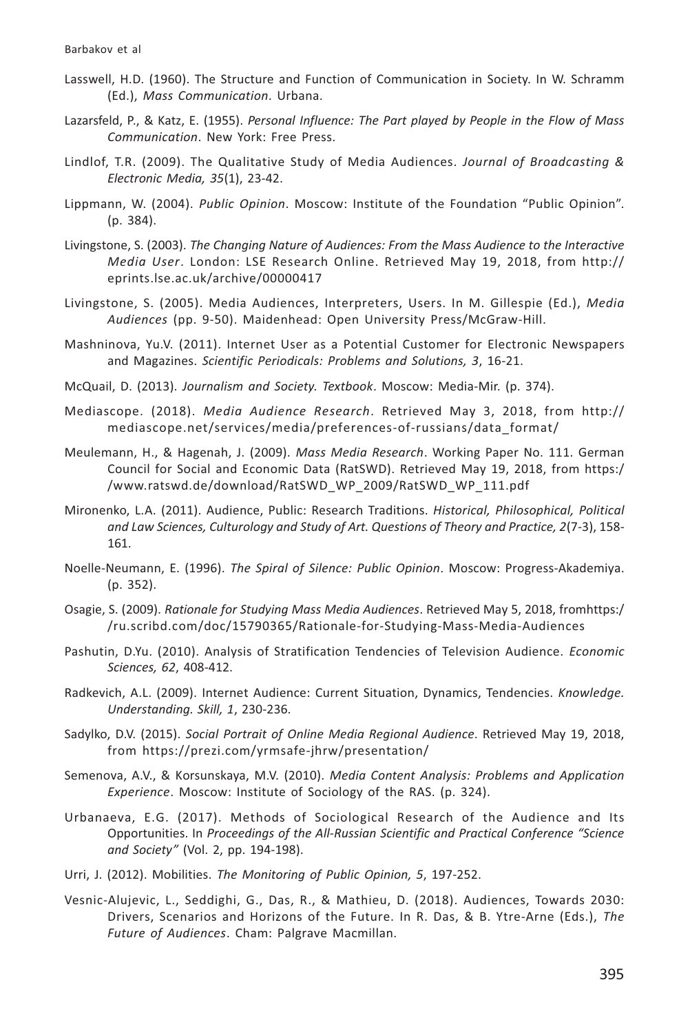Lasswell, H.D. (1960). The Structure and Function of Communication in Society. In W. Schramm (Ed.), *Mass Communication*. Urbana.

Lazarsfeld, P., & Katz, E. (1955). *Personal Influence: The Part played by People in the Flow of Mass Communication*. New York: Free Press.

Lindlof, T.R. (2009). The Qualitative Study of Media Audiences. *Journal of Broadcasting & Electronic Media, 35*(1), 23-42.

Lippmann, W. (2004). *Public Opinion*. Moscow: Institute of the Foundation "Public Opinion". (p. 384).

Livingstone, S. (2003). *The Changing Nature of Audiences: From the Mass Audience to the Interactive Media User*. London: LSE Research Online. Retrieved May 19, 2018, from http://eprints.lse.ac.uk/archive/00000417

Livingstone, S. (2005). Media Audiences, Interpreters, Users. In M. Gillespie (Ed.), *Media Audiences* (pp. 9-50). Maidenhead: Open University Press/McGraw-Hill.

Mashninova, Yu.V. (2011). Internet User as a Potential Customer for Electronic Newspapers and Magazines. *Scientific Periodicals: Problems and Solutions, 3*, 16-21.

McQuail, D. (2013). *Journalism and Society. Textbook*. Moscow: Media-Mir. (p. 374).

Mediascope. (2018). *Media Audience Research*. Retrieved May 3, 2018, from http://mediascope.net/services/media/preferences-of-russians/data_format/

Meulemann, H., & Hagenah, J. (2009). *Mass Media Research*. Working Paper No. 111. German Council for Social and Economic Data (RatSWD). Retrieved May 19, 2018, from https://www.ratswd.de/download/RatSWD_WP_2009/RatSWD_WP_111.pdf

Mironenko, L.A. (2011). Audience, Public: Research Traditions. *Historical, Philosophical, Political and Law Sciences, Culturology and Study of Art. Questions of Theory and Practice, 2*(7-3), 158-161.

Noelle-Neumann, E. (1996). *The Spiral of Silence: Public Opinion*. Moscow: Progress-Akademiya. (p. 352).

Osagie, S. (2009). *Rationale for Studying Mass Media Audiences*. Retrieved May 5, 2018, fromhttps://ru.scribd.com/doc/15790365/Rationale-for-Studying-Mass-Media-Audiences

Pashutin, D.Yu. (2010). Analysis of Stratification Tendencies of Television Audience. *Economic Sciences, 62*, 408-412.

Radkevich, A.L. (2009). Internet Audience: Current Situation, Dynamics, Tendencies. *Knowledge. Understanding. Skill, 1*, 230-236.

Sadylko, D.V. (2015). *Social Portrait of Online Media Regional Audience*. Retrieved May 19, 2018, from https://prezi.com/yrmsafe-jhrw/presentation/

Semenova, A.V., & Korsunskaya, M.V. (2010). *Media Content Analysis: Problems and Application Experience*. Moscow: Institute of Sociology of the RAS. (p. 324).

Urbanaeva, E.G. (2017). Methods of Sociological Research of the Audience and Its Opportunities. In *Proceedings of the All-Russian Scientific and Practical Conference "Science and Society"* (Vol. 2, pp. 194-198).

Urri, J. (2012). Mobilities. *The Monitoring of Public Opinion, 5*, 197-252.

Vesnic-Alujevic, L., Seddighi, G., Das, R., & Mathieu, D. (2018). Audiences, Towards 2030: Drivers, Scenarios and Horizons of the Future. In R. Das, & B. Ytre-Arne (Eds.), *The Future of Audiences*. Cham: Palgrave Macmillan.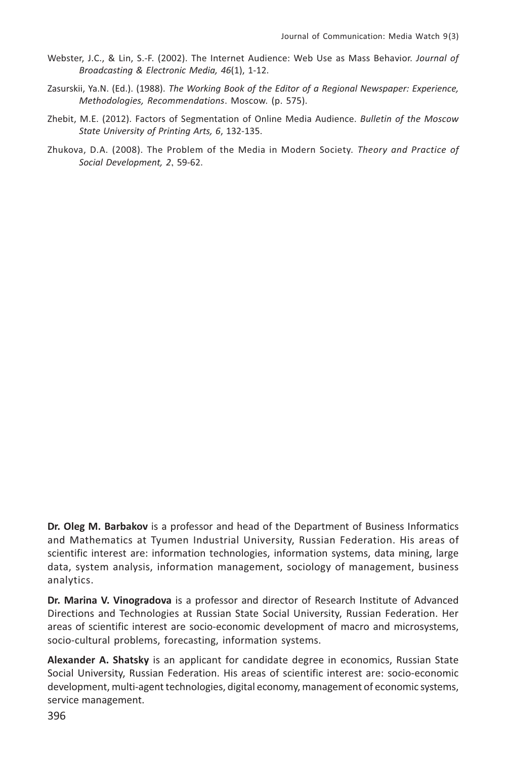Webster, J.C., & Lin, S.-F. (2002). The Internet Audience: Web Use as Mass Behavior. *Journal of Broadcasting & Electronic Media, 46*(1), 1-12.

Zasurskii, Ya.N. (Ed.). (1988). *The Working Book of the Editor of a Regional Newspaper: Experience, Methodologies, Recommendations*. Moscow. (p. 575).

Zhebit, M.E. (2012). Factors of Segmentation of Online Media Audience. *Bulletin of the Moscow State University of Printing Arts, 6*, 132-135.

Zhukova, D.A. (2008). The Problem of the Media in Modern Society. *Theory and Practice of Social Development, 2*, 59-62.

**Dr. Oleg M. Barbakov** is a professor and head of the Department of Business Informatics and Mathematics at Tyumen Industrial University, Russian Federation. His areas of scientific interest are: information technologies, information systems, data mining, large data, system analysis, information management, sociology of management, business analytics.

**Dr. Marina V. Vinogradova** is a professor and director of Research Institute of Advanced Directions and Technologies at Russian State Social University, Russian Federation. Her areas of scientific interest are socio-economic development of macro and microsystems, socio-cultural problems, forecasting, information systems.

**Alexander A. Shatsky** is an applicant for candidate degree in economics, Russian State Social University, Russian Federation. His areas of scientific interest are: socio-economic development, multi-agent technologies, digital economy, management of economic systems, service management.